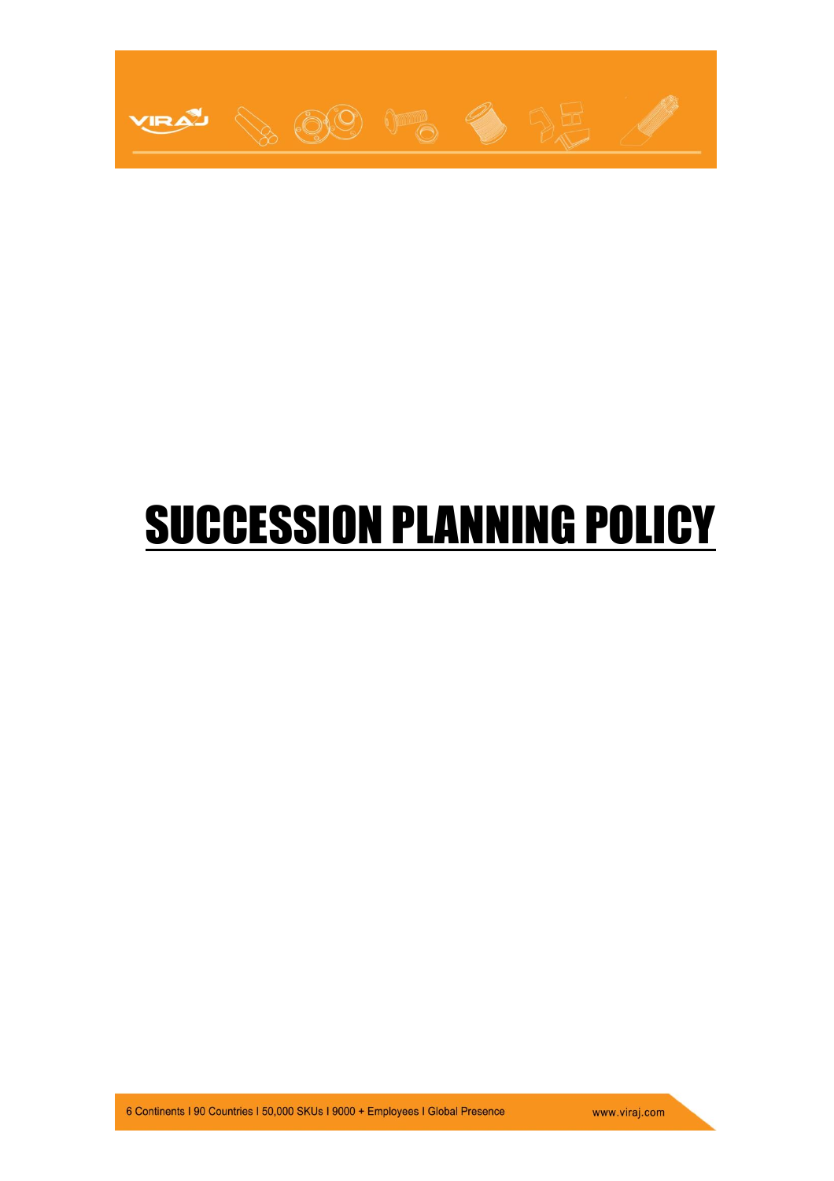# SUCCESSION PLANNING POLICY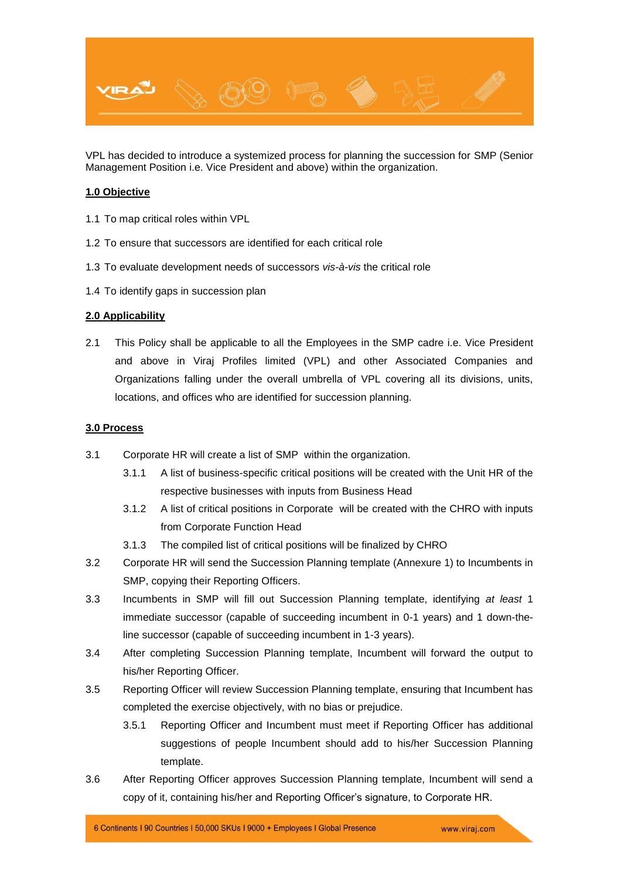VPL has decided to introduce a systemized process for planning the succession for SMP (Senior Management Position i.e. Vice President and above) within the organization.

**1.0 Objective**

1.1 To map critical roles within VPL

1.2 To ensure that successors are identified for each critical role

1.3 To evaluate development needs of successors *vis-à-vis* the critical role

1.4 To identify gaps in succession plan

**2.0 Applicability**

2.1 This Policy shall be applicable to all the Employees in the SMP cadre i.e. Vice President and above in Viraj Profiles limited (VPL) and other Associated Companies and Organizations falling under the overall umbrella of VPL covering all its divisions, units, locations, and offices who are identified for succession planning.

**3.0 Process**

3.1 Corporate HR will create a list of SMP within the organization.

3.1.1 A list of business-specific critical positions will be created with the Unit HR of the respective businesses with inputs from Business Head

3.1.2 A list of critical positions in Corporate will be created with the CHRO with inputs from Corporate Function Head

3.1.3 The compiled list of critical positions will be finalized by CHRO

3.2 Corporate HR will send the Succession Planning template (Annexure 1) to Incumbents in SMP, copying their Reporting Officers.

3.3 Incumbents in SMP will fill out Succession Planning template, identifying *at least* 1 immediate successor (capable of succeeding incumbent in 0-1 years) and 1 down-the-line successor (capable of succeeding incumbent in 1-3 years).

3.4 After completing Succession Planning template, Incumbent will forward the output to his/her Reporting Officer.

3.5 Reporting Officer will review Succession Planning template, ensuring that Incumbent has completed the exercise objectively, with no bias or prejudice.

3.5.1 Reporting Officer and Incumbent must meet if Reporting Officer has additional suggestions of people Incumbent should add to his/her Succession Planning template.

3.6 After Reporting Officer approves Succession Planning template, Incumbent will send a copy of it, containing his/her and Reporting Officer's signature, to Corporate HR.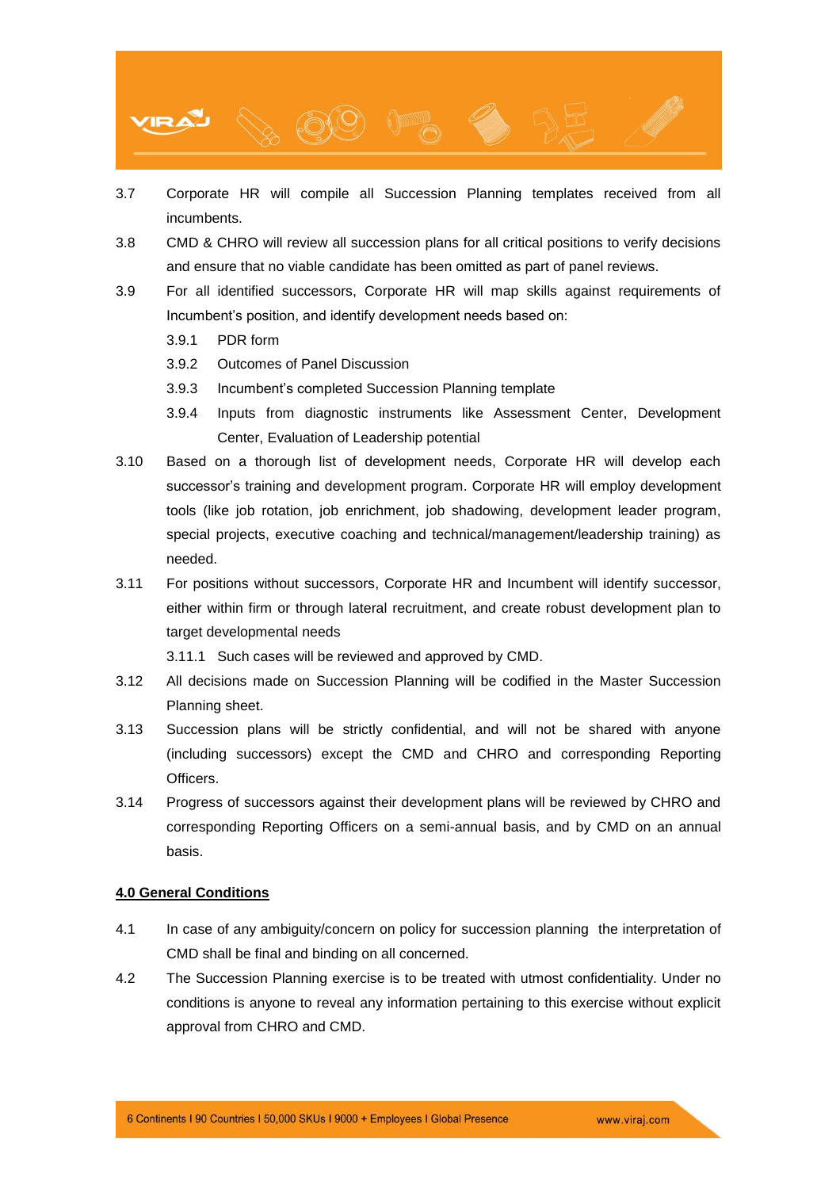3.7 Corporate HR will compile all Succession Planning templates received from all incumbents.

3.8 CMD & CHRO will review all succession plans for all critical positions to verify decisions and ensure that no viable candidate has been omitted as part of panel reviews.

3.9 For all identified successors, Corporate HR will map skills against requirements of Incumbent's position, and identify development needs based on:

- 3.9.1 PDR form
- 3.9.2 Outcomes of Panel Discussion
- 3.9.3 Incumbent's completed Succession Planning template
- 3.9.4 Inputs from diagnostic instruments like Assessment Center, Development Center, Evaluation of Leadership potential

3.10 Based on a thorough list of development needs, Corporate HR will develop each successor's training and development program. Corporate HR will employ development tools (like job rotation, job enrichment, job shadowing, development leader program, special projects, executive coaching and technical/management/leadership training) as needed.

3.11 For positions without successors, Corporate HR and Incumbent will identify successor, either within firm or through lateral recruitment, and create robust development plan to target developmental needs

- 3.11.1 Such cases will be reviewed and approved by CMD.

3.12 All decisions made on Succession Planning will be codified in the Master Succession Planning sheet.

3.13 Succession plans will be strictly confidential, and will not be shared with anyone (including successors) except the CMD and CHRO and corresponding Reporting Officers.

3.14 Progress of successors against their development plans will be reviewed by CHRO and corresponding Reporting Officers on a semi-annual basis, and by CMD on an annual basis.

## 4.0 General Conditions

4.1 In case of any ambiguity/concern on policy for succession planning the interpretation of CMD shall be final and binding on all concerned.

4.2 The Succession Planning exercise is to be treated with utmost confidentiality. Under no conditions is anyone to reveal any information pertaining to this exercise without explicit approval from CHRO and CMD.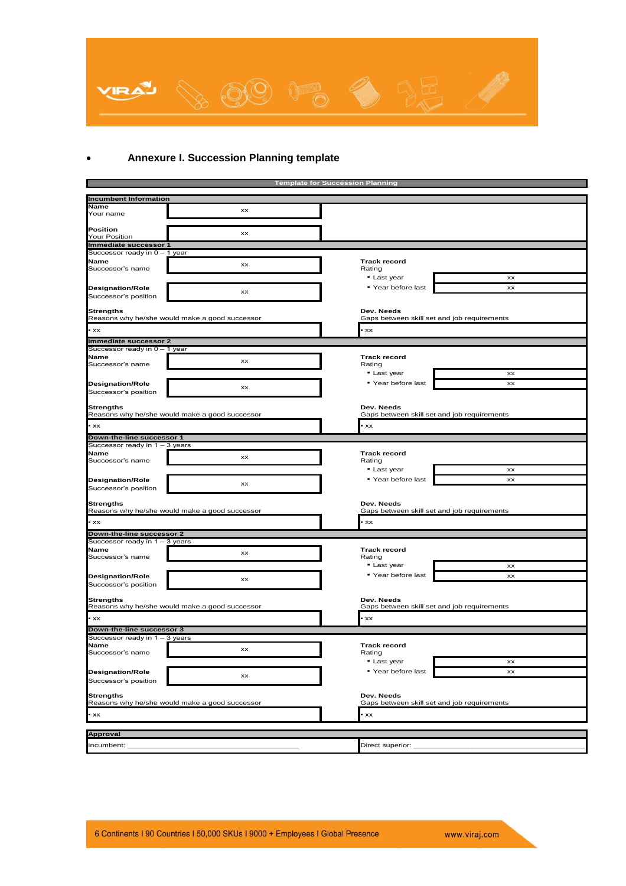- ## Annexure I. Succession Planning template

**Template for Succession Planning**

**Incumbent Information**

| | | |
|---|---|---|
| **Name**<br>Your name | xx | |
| **Position**<br>Your Position | xx | |

**Immediate successor 1**

Successor ready in 0 – 1 year

| | | | |
|---|---|---|---|
| **Name**<br>Successor's name | xx | **Track record**<br>Rating | |
| | | ▪ Last year | xx |
| **Designation/Role**<br>Successor's position | xx | ▪ Year before last | xx |
| **Strengths**<br>Reasons why he/she would make a good successor | | **Dev. Needs**<br>Gaps between skill set and job requirements | |
| • xx | | • xx | |

**Immediate successor 2**

Successor ready in 0 – 1 year

| | | | |
|---|---|---|---|
| **Name**<br>Successor's name | xx | **Track record**<br>Rating | |
| | | ▪ Last year | xx |
| **Designation/Role**<br>Successor's position | xx | ▪ Year before last | xx |
| **Strengths**<br>Reasons why he/she would make a good successor | | **Dev. Needs**<br>Gaps between skill set and job requirements | |
| • xx | | • xx | |

**Down-the-line successor 1**

Successor ready in 1 – 3 years

| | | | |
|---|---|---|---|
| **Name**<br>Successor's name | xx | **Track record**<br>Rating | |
| | | ▪ Last year | xx |
| **Designation/Role**<br>Successor's position | xx | ▪ Year before last | xx |
| **Strengths**<br>Reasons why he/she would make a good successor | | **Dev. Needs**<br>Gaps between skill set and job requirements | |
| • xx | | • xx | |

**Down-the-line successor 2**

Successor ready in 1 – 3 years

| | | | |
|---|---|---|---|
| **Name**<br>Successor's name | xx | **Track record**<br>Rating | |
| | | ▪ Last year | xx |
| **Designation/Role**<br>Successor's position | xx | ▪ Year before last | xx |
| **Strengths**<br>Reasons why he/she would make a good successor | | **Dev. Needs**<br>Gaps between skill set and job requirements | |
| • xx | | • xx | |

**Down-the-line successor 3**

Successor ready in 1 – 3 years

| | | | |
|---|---|---|---|
| **Name**<br>Successor's name | xx | **Track record**<br>Rating | |
| | | ▪ Last year | xx |
| **Designation/Role**<br>Successor's position | xx | ▪ Year before last | xx |
| **Strengths**<br>Reasons why he/she would make a good successor | | **Dev. Needs**<br>Gaps between skill set and job requirements | |
| • xx | | • xx | |

**Approval**

| | |
|---|---|
| Incumbent: ________________________________ | Direct superior: ________________________________ |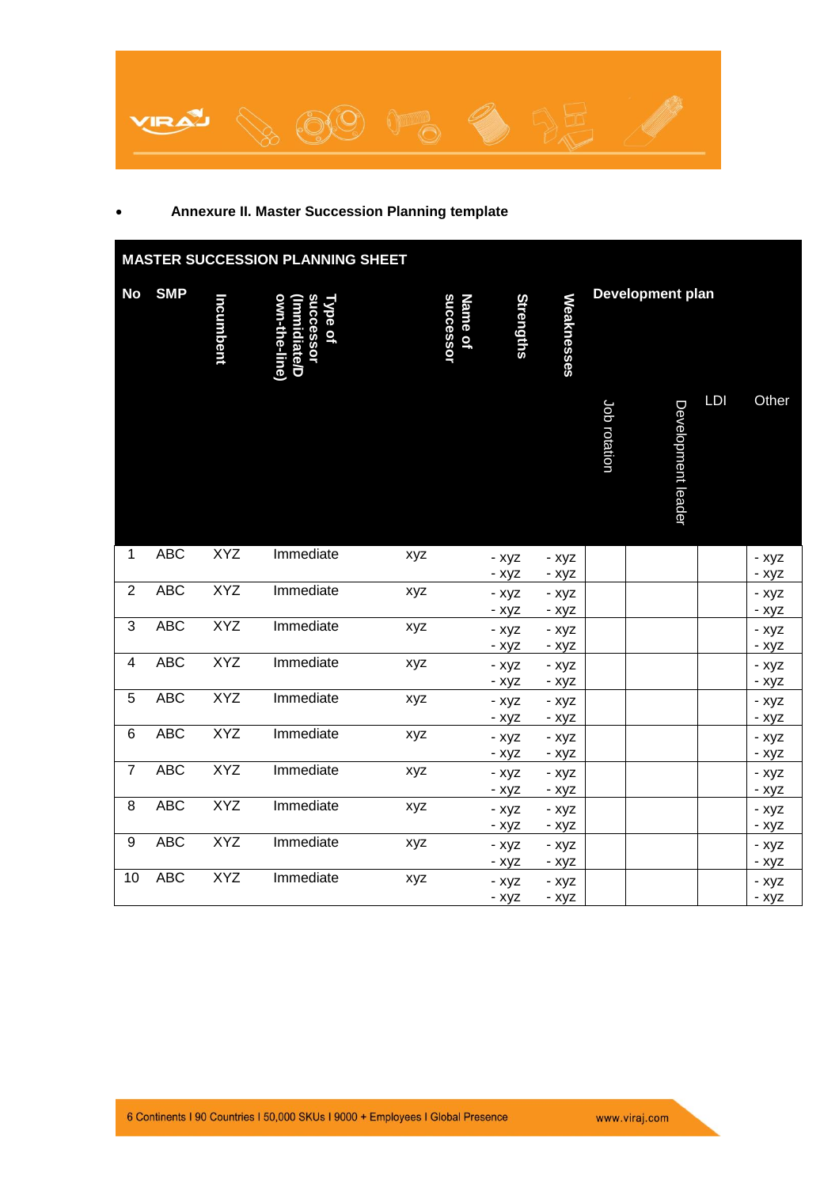- **Annexure II. Master Succession Planning template**

| MASTER SUCCESSION PLANNING SHEET | | | | | | | | | | |
|---|---|---|---|---|---|---|---|---|---|---|
| **No** | **SMP** | **Incumbent** | **Type of successor (Immidiate/Down-the-line)** | **Name of successor** | **Strengths** | **Weaknesses** | **Development plan** | | | |
| | | | | | | | Job rotation | Development leader | LDI | Other |
| 1 | ABC | XYZ | Immediate | xyz | - xyz<br>- xyz | - xyz<br>- xyz | | | | - xyz<br>- xyz |
| 2 | ABC | XYZ | Immediate | xyz | - xyz<br>- xyz | - xyz<br>- xyz | | | | - xyz<br>- xyz |
| 3 | ABC | XYZ | Immediate | xyz | - xyz<br>- xyz | - xyz<br>- xyz | | | | - xyz<br>- xyz |
| 4 | ABC | XYZ | Immediate | xyz | - xyz<br>- xyz | - xyz<br>- xyz | | | | - xyz<br>- xyz |
| 5 | ABC | XYZ | Immediate | xyz | - xyz<br>- xyz | - xyz<br>- xyz | | | | - xyz<br>- xyz |
| 6 | ABC | XYZ | Immediate | xyz | - xyz<br>- xyz | - xyz<br>- xyz | | | | - xyz<br>- xyz |
| 7 | ABC | XYZ | Immediate | xyz | - xyz<br>- xyz | - xyz<br>- xyz | | | | - xyz<br>- xyz |
| 8 | ABC | XYZ | Immediate | xyz | - xyz<br>- xyz | - xyz<br>- xyz | | | | - xyz<br>- xyz |
| 9 | ABC | XYZ | Immediate | xyz | - xyz<br>- xyz | - xyz<br>- xyz | | | | - xyz<br>- xyz |
| 10 | ABC | XYZ | Immediate | xyz | - xyz<br>- xyz | - xyz<br>- xyz | | | | - xyz<br>- xyz |